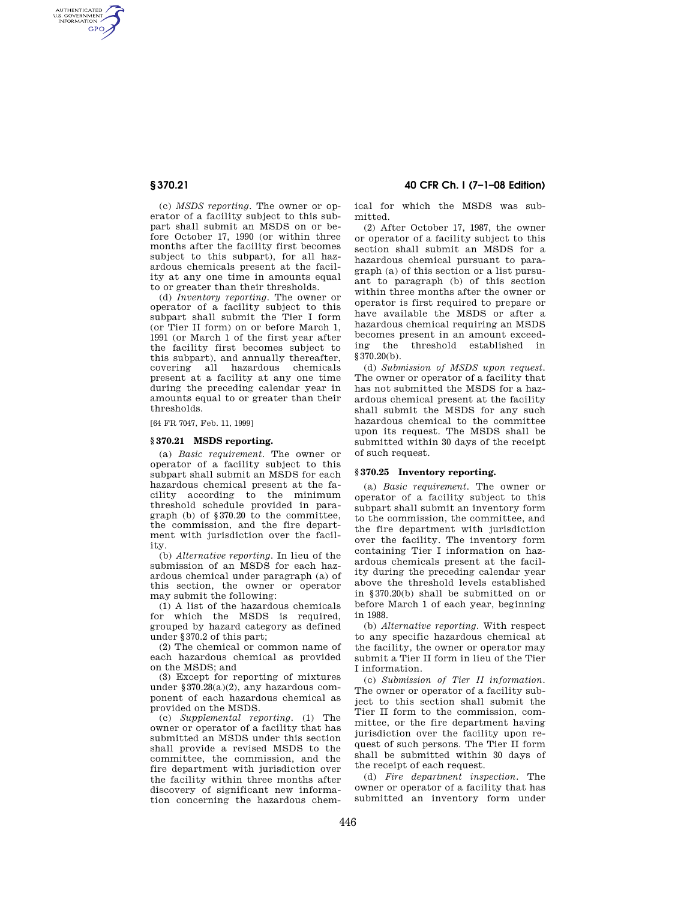(c) *MSDS reporting.* The owner or operator of a facility subject to this subpart shall submit an MSDS on or before October 17, 1990 (or within three months after the facility first becomes subject to this subpart), for all hazardous chemicals present at the facility at any one time in amounts equal to or greater than their thresholds.

(d) *Inventory reporting.* The owner or operator of a facility subject to this subpart shall submit the Tier I form (or Tier II form) on or before March 1, 1991 (or March 1 of the first year after the facility first becomes subject to this subpart), and annually thereafter, covering all hazardous chemicals present at a facility at any one time during the preceding calendar year in amounts equal to or greater than their thresholds.

[64 FR 7047, Feb. 11, 1999]

### § 370.21 MSDS reporting.

(a) *Basic requirement.* The owner or operator of a facility subject to this subpart shall submit an MSDS for each hazardous chemical present at the facility according to the minimum threshold schedule provided in paragraph (b) of §370.20 to the committee, the commission, and the fire department with jurisdiction over the facility.

(b) *Alternative reporting.* In lieu of the submission of an MSDS for each hazardous chemical under paragraph (a) of this section, the owner or operator may submit the following:

(1) A list of the hazardous chemicals for which the MSDS is required, grouped by hazard category as defined under §370.2 of this part;

(2) The chemical or common name of each hazardous chemical as provided on the MSDS; and

(3) Except for reporting of mixtures under §370.28(a)(2), any hazardous component of each hazardous chemical as provided on the MSDS.

(c) *Supplemental reporting.* (1) The owner or operator of a facility that has submitted an MSDS under this section shall provide a revised MSDS to the committee, the commission, and the fire department with jurisdiction over the facility within three months after discovery of significant new information concerning the hazardous chemical for which the MSDS was submitted.

(2) After October 17, 1987, the owner or operator of a facility subject to this section shall submit an MSDS for a hazardous chemical pursuant to paragraph (a) of this section or a list pursuant to paragraph (b) of this section within three months after the owner or operator is first required to prepare or have available the MSDS or after a hazardous chemical requiring an MSDS becomes present in an amount exceeding the threshold established in §370.20(b).

(d) *Submission of MSDS upon request.* The owner or operator of a facility that has not submitted the MSDS for a hazardous chemical present at the facility shall submit the MSDS for any such hazardous chemical to the committee upon its request. The MSDS shall be submitted within 30 days of the receipt of such request.

### § 370.25 Inventory reporting.

(a) *Basic requirement.* The owner or operator of a facility subject to this subpart shall submit an inventory form to the commission, the committee, and the fire department with jurisdiction over the facility. The inventory form containing Tier I information on hazardous chemicals present at the facility during the preceding calendar year above the threshold levels established in §370.20(b) shall be submitted on or before March 1 of each year, beginning in 1988.

(b) *Alternative reporting.* With respect to any specific hazardous chemical at the facility, the owner or operator may submit a Tier II form in lieu of the Tier I information.

(c) *Submission of Tier II information.* The owner or operator of a facility subject to this section shall submit the Tier II form to the commission, committee, or the fire department having jurisdiction over the facility upon request of such persons. The Tier II form shall be submitted within 30 days of the receipt of each request.

(d) *Fire department inspection.* The owner or operator of a facility that has submitted an inventory form under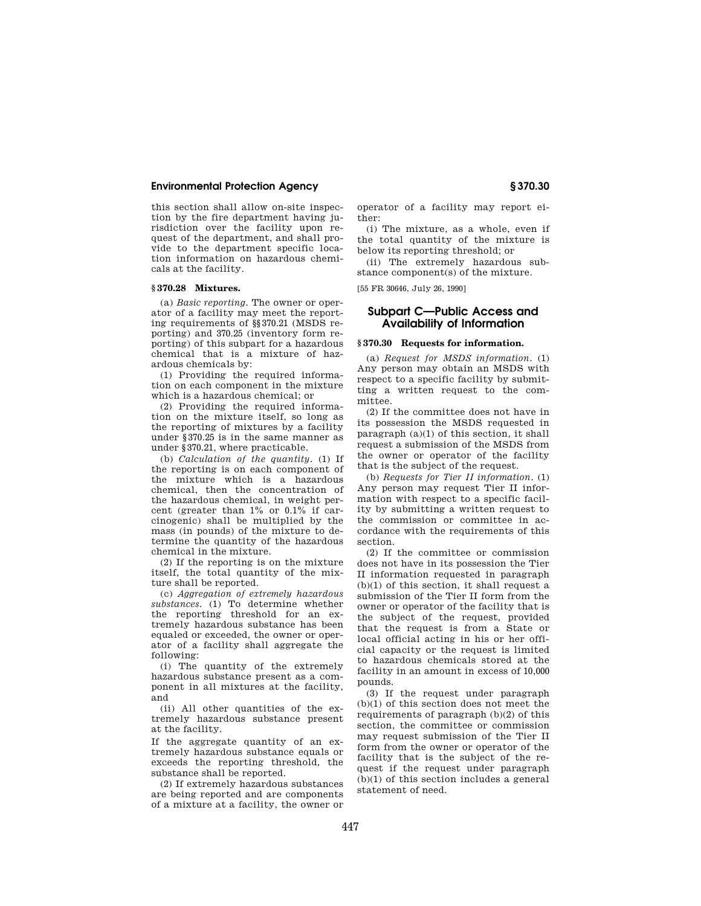this section shall allow on-site inspection by the fire department having jurisdiction over the facility upon request of the department, and shall provide to the department specific location information on hazardous chemicals at the facility.

### § 370.28 Mixtures.

(a) *Basic reporting.* The owner or operator of a facility may meet the reporting requirements of §§ 370.21 (MSDS reporting) and 370.25 (inventory form reporting) of this subpart for a hazardous chemical that is a mixture of hazardous chemicals by:

(1) Providing the required information on each component in the mixture which is a hazardous chemical; or

(2) Providing the required information on the mixture itself, so long as the reporting of mixtures by a facility under § 370.25 is in the same manner as under § 370.21, where practicable.

(b) *Calculation of the quantity.* (1) If the reporting is on each component of the mixture which is a hazardous chemical, then the concentration of the hazardous chemical, in weight percent (greater than 1% or 0.1% if carcinogenic) shall be multiplied by the mass (in pounds) of the mixture to determine the quantity of the hazardous chemical in the mixture.

(2) If the reporting is on the mixture itself, the total quantity of the mixture shall be reported.

(c) *Aggregation of extremely hazardous substances.* (1) To determine whether the reporting threshold for an extremely hazardous substance has been equaled or exceeded, the owner or operator of a facility shall aggregate the following:

(i) The quantity of the extremely hazardous substance present as a component in all mixtures at the facility, and

(ii) All other quantities of the extremely hazardous substance present at the facility.

If the aggregate quantity of an extremely hazardous substance equals or exceeds the reporting threshold, the substance shall be reported.

(2) If extremely hazardous substances are being reported and are components of a mixture at a facility, the owner or operator of a facility may report either:

(i) The mixture, as a whole, even if the total quantity of the mixture is below its reporting threshold; or

(ii) The extremely hazardous substance component(s) of the mixture.

[55 FR 30646, July 26, 1990]

## Subpart C—Public Access and Availability of Information

### § 370.30 Requests for information.

(a) *Request for MSDS information.* (1) Any person may obtain an MSDS with respect to a specific facility by submitting a written request to the committee.

(2) If the committee does not have in its possession the MSDS requested in paragraph (a)(1) of this section, it shall request a submission of the MSDS from the owner or operator of the facility that is the subject of the request.

(b) *Requests for Tier II information.* (1) Any person may request Tier II information with respect to a specific facility by submitting a written request to the commission or committee in accordance with the requirements of this section.

(2) If the committee or commission does not have in its possession the Tier II information requested in paragraph (b)(1) of this section, it shall request a submission of the Tier II form from the owner or operator of the facility that is the subject of the request, provided that the request is from a State or local official acting in his or her official capacity or the request is limited to hazardous chemicals stored at the facility in an amount in excess of 10,000 pounds.

(3) If the request under paragraph (b)(1) of this section does not meet the requirements of paragraph (b)(2) of this section, the committee or commission may request submission of the Tier II form from the owner or operator of the facility that is the subject of the request if the request under paragraph (b)(1) of this section includes a general statement of need.